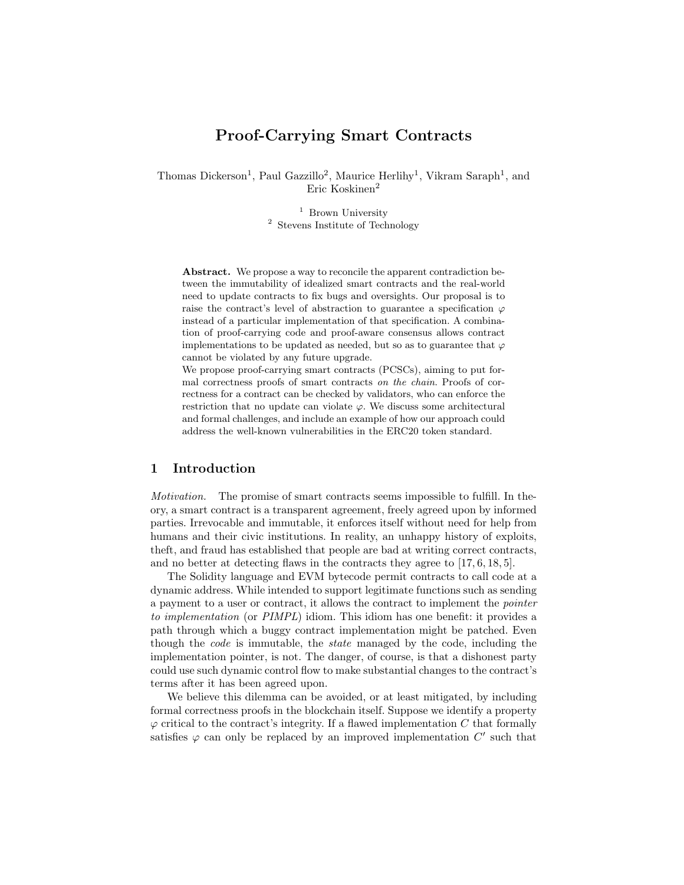# Proof-Carrying Smart Contracts

Thomas Dickerson[1], Paul Gazzillo[2], Maurice Herlihy[1], Vikram Saraph[1], and Eric Koskinen[2]

[1] Brown University
[2] Stevens Institute of Technology

**Abstract.** We propose a way to reconcile the apparent contradiction between the immutability of idealized smart contracts and the real-world need to update contracts to fix bugs and oversights. Our proposal is to raise the contract's level of abstraction to guarantee a specification $\varphi$ instead of a particular implementation of that specification. A combination of proof-carrying code and proof-aware consensus allows contract implementations to be updated as needed, but so as to guarantee that $\varphi$ cannot be violated by any future upgrade.

We propose proof-carrying smart contracts (PCSCs), aiming to put formal correctness proofs of smart contracts *on the chain*. Proofs of correctness for a contract can be checked by validators, who can enforce the restriction that no update can violate $\varphi$. We discuss some architectural and formal challenges, and include an example of how our approach could address the well-known vulnerabilities in the ERC20 token standard.

## 1 Introduction

*Motivation.* The promise of smart contracts seems impossible to fulfill. In theory, a smart contract is a transparent agreement, freely agreed upon by informed parties. Irrevocable and immutable, it enforces itself without need for help from humans and their civic institutions. In reality, an unhappy history of exploits, theft, and fraud has established that people are bad at writing correct contracts, and no better at detecting flaws in the contracts they agree to [17, 6, 18, 5].

The Solidity language and EVM bytecode permit contracts to call code at a dynamic address. While intended to support legitimate functions such as sending a payment to a user or contract, it allows the contract to implement the *pointer to implementation* (or *PIMPL*) idiom. This idiom has one benefit: it provides a path through which a buggy contract implementation might be patched. Even though the *code* is immutable, the *state* managed by the code, including the implementation pointer, is not. The danger, of course, is that a dishonest party could use such dynamic control flow to make substantial changes to the contract's terms after it has been agreed upon.

We believe this dilemma can be avoided, or at least mitigated, by including formal correctness proofs in the blockchain itself. Suppose we identify a property $\varphi$ critical to the contract's integrity. If a flawed implementation $C$ that formally satisfies $\varphi$ can only be replaced by an improved implementation $C'$ such that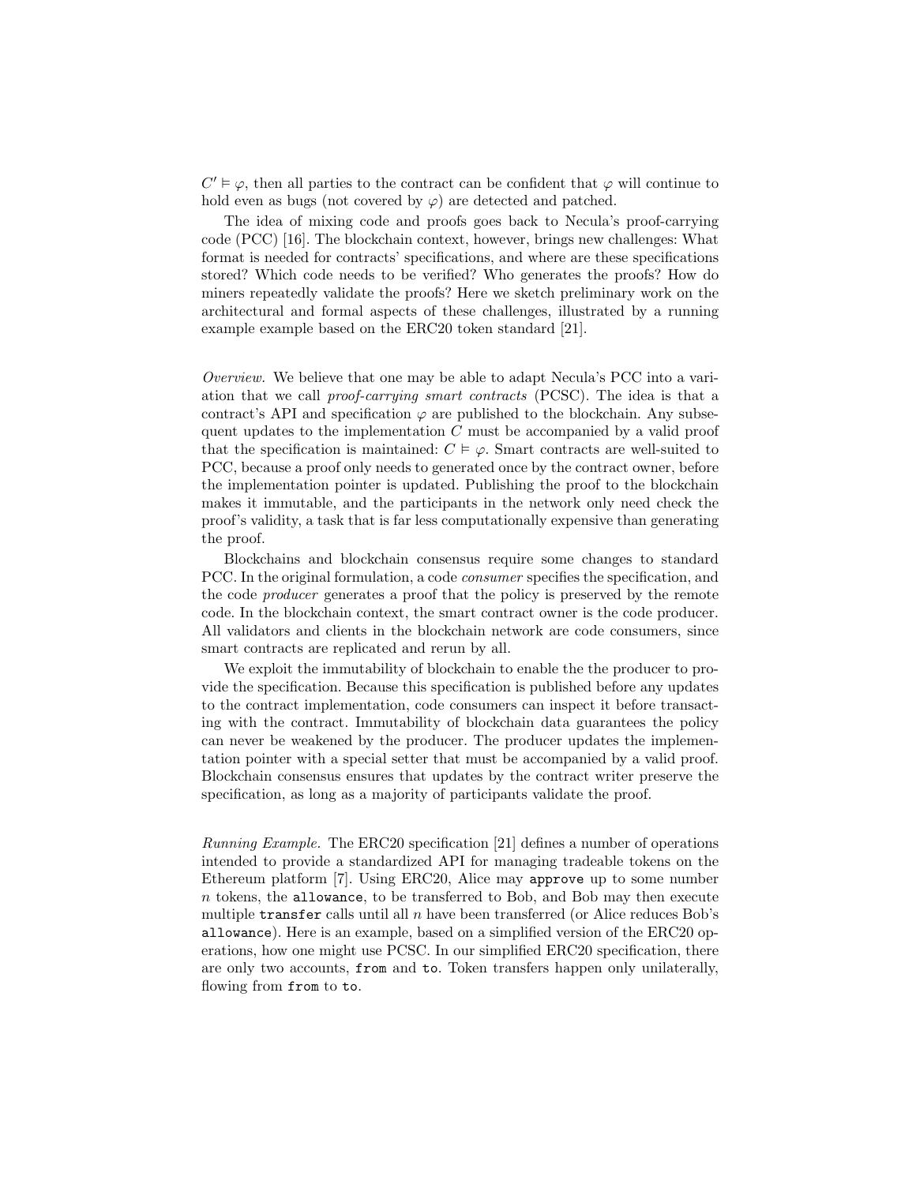$C' \vDash \varphi$, then all parties to the contract can be confident that $\varphi$ will continue to hold even as bugs (not covered by $\varphi$) are detected and patched.

The idea of mixing code and proofs goes back to Necula's proof-carrying code (PCC) [16]. The blockchain context, however, brings new challenges: What format is needed for contracts' specifications, and where are these specifications stored? Which code needs to be verified? Who generates the proofs? How do miners repeatedly validate the proofs? Here we sketch preliminary work on the architectural and formal aspects of these challenges, illustrated by a running example example based on the ERC20 token standard [21].

*Overview.* We believe that one may be able to adapt Necula's PCC into a variation that we call *proof-carrying smart contracts* (PCSC). The idea is that a contract's API and specification $\varphi$ are published to the blockchain. Any subsequent updates to the implementation $C$ must be accompanied by a valid proof that the specification is maintained: $C \vDash \varphi$. Smart contracts are well-suited to PCC, because a proof only needs to generated once by the contract owner, before the implementation pointer is updated. Publishing the proof to the blockchain makes it immutable, and the participants in the network only need check the proof's validity, a task that is far less computationally expensive than generating the proof.

Blockchains and blockchain consensus require some changes to standard PCC. In the original formulation, a code *consumer* specifies the specification, and the code *producer* generates a proof that the policy is preserved by the remote code. In the blockchain context, the smart contract owner is the code producer. All validators and clients in the blockchain network are code consumers, since smart contracts are replicated and rerun by all.

We exploit the immutability of blockchain to enable the the producer to provide the specification. Because this specification is published before any updates to the contract implementation, code consumers can inspect it before transacting with the contract. Immutability of blockchain data guarantees the policy can never be weakened by the producer. The producer updates the implementation pointer with a special setter that must be accompanied by a valid proof. Blockchain consensus ensures that updates by the contract writer preserve the specification, as long as a majority of participants validate the proof.

*Running Example.* The ERC20 specification [21] defines a number of operations intended to provide a standardized API for managing tradeable tokens on the Ethereum platform [7]. Using ERC20, Alice may `approve` up to some number $n$ tokens, the `allowance`, to be transferred to Bob, and Bob may then execute multiple `transfer` calls until all $n$ have been transferred (or Alice reduces Bob's `allowance`). Here is an example, based on a simplified version of the ERC20 operations, how one might use PCSC. In our simplified ERC20 specification, there are only two accounts, `from` and `to`. Token transfers happen only unilaterally, flowing from `from` to `to`.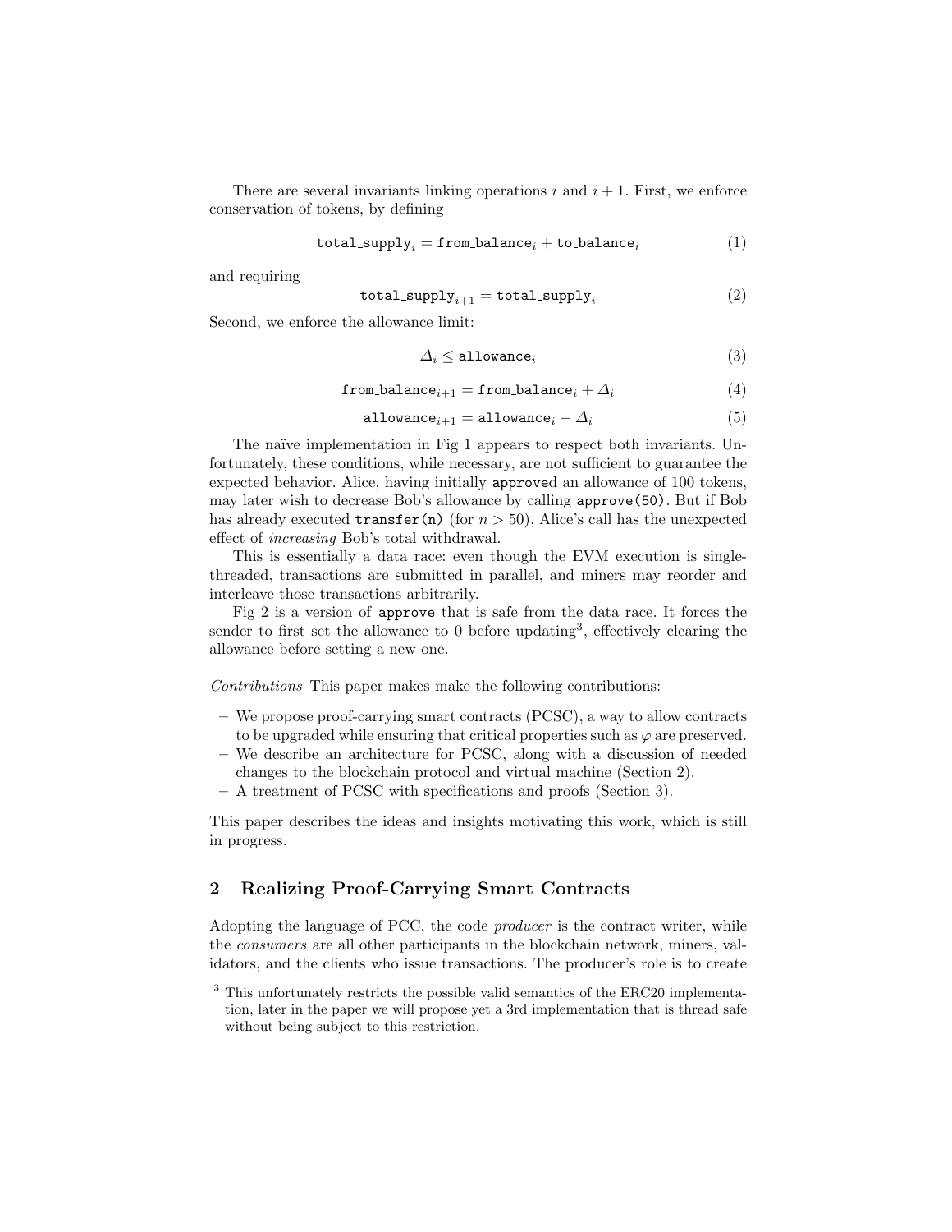There are several invariants linking operations $i$ and $i+1$. First, we enforce conservation of tokens, by defining

$$\texttt{total\_supply}_i = \texttt{from\_balance}_i + \texttt{to\_balance}_i \tag{1}$$

and requiring

$$\texttt{total\_supply}_{i+1} = \texttt{total\_supply}_i \tag{2}$$

Second, we enforce the allowance limit:

$$\Delta_i \leq \texttt{allowance}_i \tag{3}$$

$$\texttt{from\_balance}_{i+1} = \texttt{from\_balance}_i + \Delta_i \tag{4}$$

$$\texttt{allowance}_{i+1} = \texttt{allowance}_i - \Delta_i \tag{5}$$

The naïve implementation in Fig 1 appears to respect both invariants. Unfortunately, these conditions, while necessary, are not sufficient to guarantee the expected behavior. Alice, having initially `approve`d an allowance of 100 tokens, may later wish to decrease Bob's allowance by calling `approve(50)`. But if Bob has already executed `transfer(n)` (for $n > 50$), Alice's call has the unexpected effect of *increasing* Bob's total withdrawal.

This is essentially a data race: even though the EVM execution is single-threaded, transactions are submitted in parallel, and miners may reorder and interleave those transactions arbitrarily.

Fig 2 is a version of `approve` that is safe from the data race. It forces the sender to first set the allowance to 0 before updating[3], effectively clearing the allowance before setting a new one.

*Contributions* This paper makes make the following contributions:

- We propose proof-carrying smart contracts (PCSC), a way to allow contracts to be upgraded while ensuring that critical properties such as $\varphi$ are preserved.
- We describe an architecture for PCSC, along with a discussion of needed changes to the blockchain protocol and virtual machine (Section 2).
- A treatment of PCSC with specifications and proofs (Section 3).

This paper describes the ideas and insights motivating this work, which is still in progress.

## 2 Realizing Proof-Carrying Smart Contracts

Adopting the language of PCC, the code *producer* is the contract writer, while the *consumers* are all other participants in the blockchain network, miners, validators, and the clients who issue transactions. The producer's role is to create

[3] This unfortunately restricts the possible valid semantics of the ERC20 implementation, later in the paper we will propose yet a 3rd implementation that is thread safe without being subject to this restriction.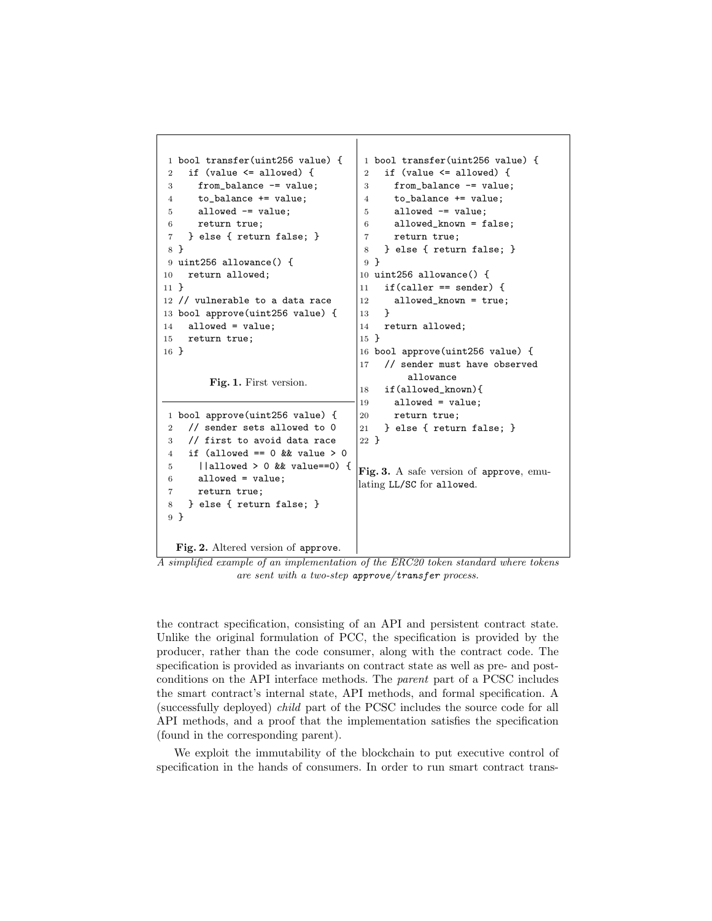```
 1 bool transfer(uint256 value) {
 2   if (value <= allowed) {
 3     from_balance -= value;
 4     to_balance += value;
 5     allowed -= value;
 6     return true;
 7   } else { return false; }
 8 }
 9 uint256 allowance() {
10   return allowed;
11 }
12 // vulnerable to a data race
13 bool approve(uint256 value) {
14   allowed = value;
15   return true;
16 }
```

**Fig. 1.** First version.

```
 1 bool approve(uint256 value) {
 2   // sender sets allowed to 0
 3   // first to avoid data race
 4   if (allowed == 0 && value > 0
 5     ||allowed > 0 && value==0) {
 6     allowed = value;
 7     return true;
 8   } else { return false; }
 9 }
```

**Fig. 2.** Altered version of `approve`.

```
 1 bool transfer(uint256 value) {
 2   if (value <= allowed) {
 3     from_balance -= value;
 4     to_balance += value;
 5     allowed -= value;
 6     allowed_known = false;
 7     return true;
 8   } else { return false; }
 9 }
10 uint256 allowance() {
11   if(caller == sender) {
12     allowed_known = true;
13   }
14   return allowed;
15 }
16 bool approve(uint256 value) {
17   // sender must have observed
         allowance
18   if(allowed_known){
19     allowed = value;
20     return true;
21   } else { return false; }
22 }
```

**Fig. 3.** A safe version of `approve`, emulating `LL/SC` for `allowed`.

*A simplified example of an implementation of the ERC20 token standard where tokens are sent with a two-step `approve/transfer` process.*

the contract specification, consisting of an API and persistent contract state. Unlike the original formulation of PCC, the specification is provided by the producer, rather than the code consumer, along with the contract code. The specification is provided as invariants on contract state as well as pre- and post-conditions on the API interface methods. The *parent* part of a PCSC includes the smart contract's internal state, API methods, and formal specification. A (successfully deployed) *child* part of the PCSC includes the source code for all API methods, and a proof that the implementation satisfies the specification (found in the corresponding parent).

We exploit the immutability of the blockchain to put executive control of specification in the hands of consumers. In order to run smart contract trans-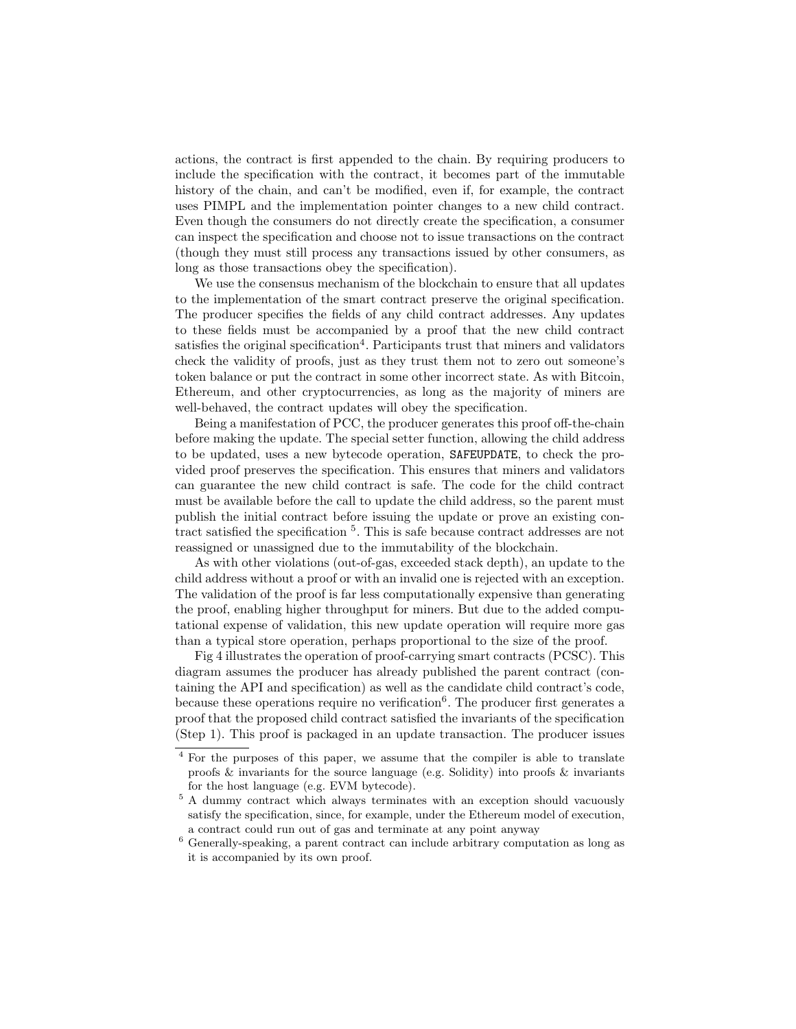actions, the contract is first appended to the chain. By requiring producers to include the specification with the contract, it becomes part of the immutable history of the chain, and can't be modified, even if, for example, the contract uses PIMPL and the implementation pointer changes to a new child contract. Even though the consumers do not directly create the specification, a consumer can inspect the specification and choose not to issue transactions on the contract (though they must still process any transactions issued by other consumers, as long as those transactions obey the specification).

We use the consensus mechanism of the blockchain to ensure that all updates to the implementation of the smart contract preserve the original specification. The producer specifies the fields of any child contract addresses. Any updates to these fields must be accompanied by a proof that the new child contract satisfies the original specification[4]. Participants trust that miners and validators check the validity of proofs, just as they trust them not to zero out someone's token balance or put the contract in some other incorrect state. As with Bitcoin, Ethereum, and other cryptocurrencies, as long as the majority of miners are well-behaved, the contract updates will obey the specification.

Being a manifestation of PCC, the producer generates this proof off-the-chain before making the update. The special setter function, allowing the child address to be updated, uses a new bytecode operation, `SAFEUPDATE`, to check the provided proof preserves the specification. This ensures that miners and validators can guarantee the new child contract is safe. The code for the child contract must be available before the call to update the child address, so the parent must publish the initial contract before issuing the update or prove an existing contract satisfied the specification [5]. This is safe because contract addresses are not reassigned or unassigned due to the immutability of the blockchain.

As with other violations (out-of-gas, exceeded stack depth), an update to the child address without a proof or with an invalid one is rejected with an exception. The validation of the proof is far less computationally expensive than generating the proof, enabling higher throughput for miners. But due to the added computational expense of validation, this new update operation will require more gas than a typical store operation, perhaps proportional to the size of the proof.

Fig 4 illustrates the operation of proof-carrying smart contracts (PCSC). This diagram assumes the producer has already published the parent contract (containing the API and specification) as well as the candidate child contract's code, because these operations require no verification[6]. The producer first generates a proof that the proposed child contract satisfied the invariants of the specification (Step 1). This proof is packaged in an update transaction. The producer issues

[4] For the purposes of this paper, we assume that the compiler is able to translate proofs & invariants for the source language (e.g. Solidity) into proofs & invariants for the host language (e.g. EVM bytecode).

[5] A dummy contract which always terminates with an exception should vacuously satisfy the specification, since, for example, under the Ethereum model of execution, a contract could run out of gas and terminate at any point anyway

[6] Generally-speaking, a parent contract can include arbitrary computation as long as it is accompanied by its own proof.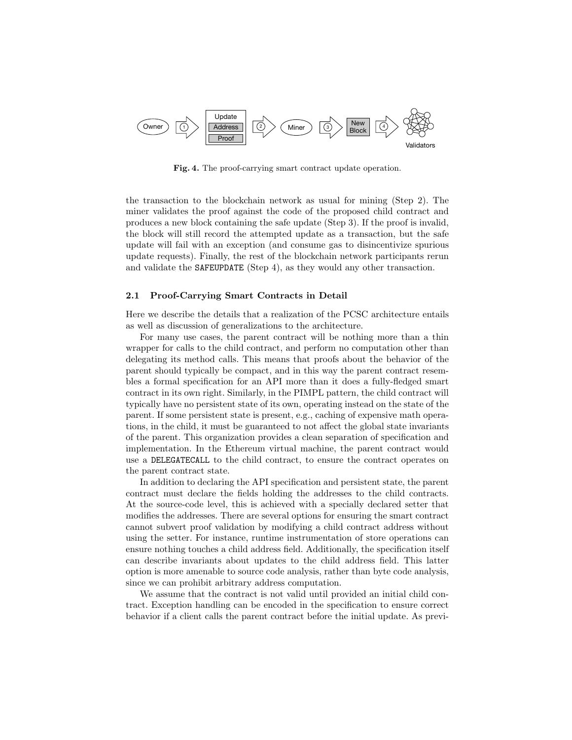Owner
1
Update
Address
Proof
2
Miner
3
New Block
4
Validators

**Fig. 4.** The proof-carrying smart contract update operation.

the transaction to the blockchain network as usual for mining (Step 2). The miner validates the proof against the code of the proposed child contract and produces a new block containing the safe update (Step 3). If the proof is invalid, the block will still record the attempted update as a transaction, but the safe update will fail with an exception (and consume gas to disincentivize spurious update requests). Finally, the rest of the blockchain network participants rerun and validate the SAFEUPDATE (Step 4), as they would any other transaction.

### 2.1 Proof-Carrying Smart Contracts in Detail

Here we describe the details that a realization of the PCSC architecture entails as well as discussion of generalizations to the architecture.

For many use cases, the parent contract will be nothing more than a thin wrapper for calls to the child contract, and perform no computation other than delegating its method calls. This means that proofs about the behavior of the parent should typically be compact, and in this way the parent contract resembles a formal specification for an API more than it does a fully-fledged smart contract in its own right. Similarly, in the PIMPL pattern, the child contract will typically have no persistent state of its own, operating instead on the state of the parent. If some persistent state is present, e.g., caching of expensive math operations, in the child, it must be guaranteed to not affect the global state invariants of the parent. This organization provides a clean separation of specification and implementation. In the Ethereum virtual machine, the parent contract would use a DELEGATECALL to the child contract, to ensure the contract operates on the parent contract state.

In addition to declaring the API specification and persistent state, the parent contract must declare the fields holding the addresses to the child contracts. At the source-code level, this is achieved with a specially declared setter that modifies the addresses. There are several options for ensuring the smart contract cannot subvert proof validation by modifying a child contract address without using the setter. For instance, runtime instrumentation of store operations can ensure nothing touches a child address field. Additionally, the specification itself can describe invariants about updates to the child address field. This latter option is more amenable to source code analysis, rather than byte code analysis, since we can prohibit arbitrary address computation.

We assume that the contract is not valid until provided an initial child contract. Exception handling can be encoded in the specification to ensure correct behavior if a client calls the parent contract before the initial update. As previ-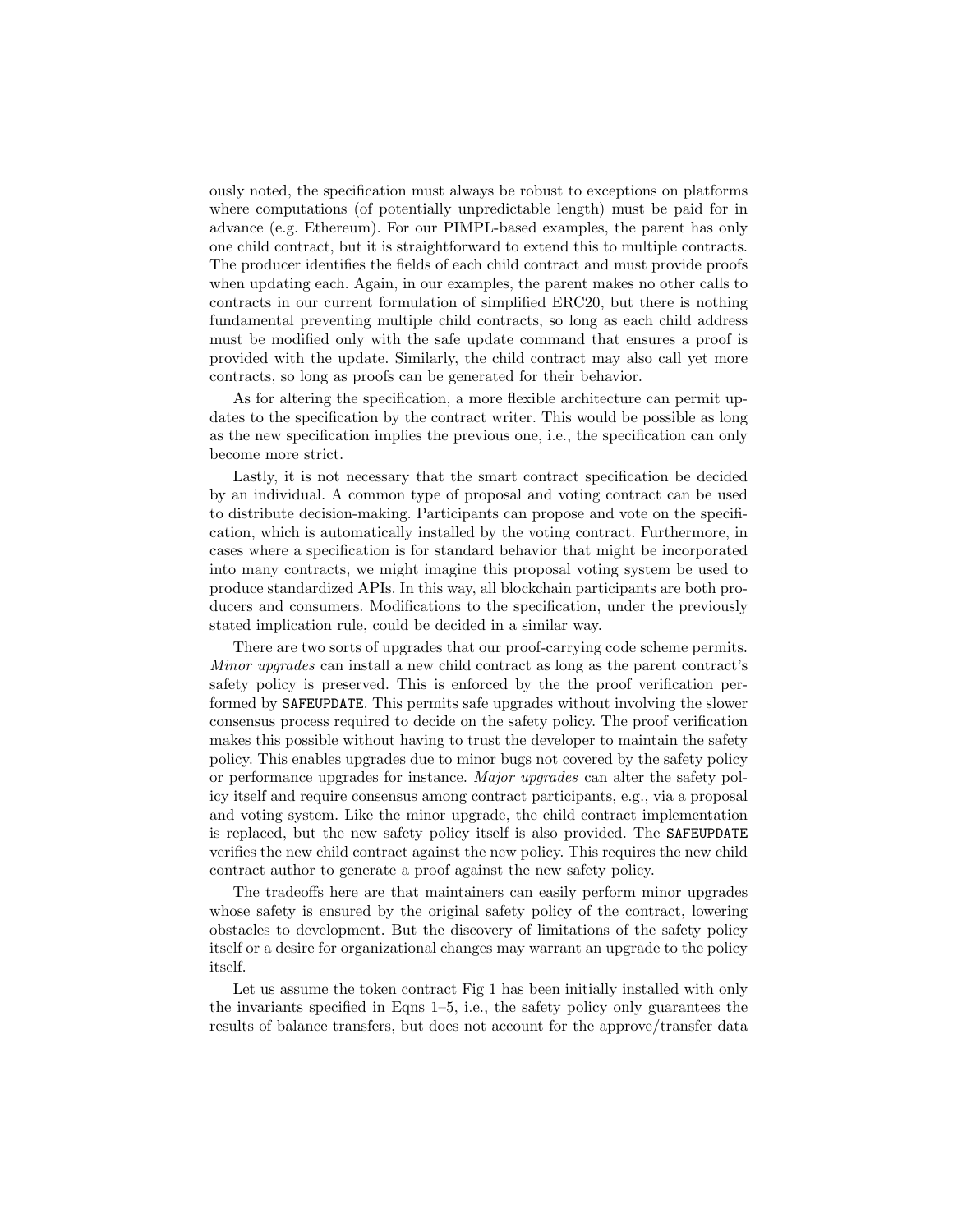ously noted, the specification must always be robust to exceptions on platforms where computations (of potentially unpredictable length) must be paid for in advance (e.g. Ethereum). For our PIMPL-based examples, the parent has only one child contract, but it is straightforward to extend this to multiple contracts. The producer identifies the fields of each child contract and must provide proofs when updating each. Again, in our examples, the parent makes no other calls to contracts in our current formulation of simplified ERC20, but there is nothing fundamental preventing multiple child contracts, so long as each child address must be modified only with the safe update command that ensures a proof is provided with the update. Similarly, the child contract may also call yet more contracts, so long as proofs can be generated for their behavior.

As for altering the specification, a more flexible architecture can permit updates to the specification by the contract writer. This would be possible as long as the new specification implies the previous one, i.e., the specification can only become more strict.

Lastly, it is not necessary that the smart contract specification be decided by an individual. A common type of proposal and voting contract can be used to distribute decision-making. Participants can propose and vote on the specification, which is automatically installed by the voting contract. Furthermore, in cases where a specification is for standard behavior that might be incorporated into many contracts, we might imagine this proposal voting system be used to produce standardized APIs. In this way, all blockchain participants are both producers and consumers. Modifications to the specification, under the previously stated implication rule, could be decided in a similar way.

There are two sorts of upgrades that our proof-carrying code scheme permits. *Minor upgrades* can install a new child contract as long as the parent contract's safety policy is preserved. This is enforced by the the proof verification performed by `SAFEUPDATE`. This permits safe upgrades without involving the slower consensus process required to decide on the safety policy. The proof verification makes this possible without having to trust the developer to maintain the safety policy. This enables upgrades due to minor bugs not covered by the safety policy or performance upgrades for instance. *Major upgrades* can alter the safety policy itself and require consensus among contract participants, e.g., via a proposal and voting system. Like the minor upgrade, the child contract implementation is replaced, but the new safety policy itself is also provided. The `SAFEUPDATE` verifies the new child contract against the new policy. This requires the new child contract author to generate a proof against the new safety policy.

The tradeoffs here are that maintainers can easily perform minor upgrades whose safety is ensured by the original safety policy of the contract, lowering obstacles to development. But the discovery of limitations of the safety policy itself or a desire for organizational changes may warrant an upgrade to the policy itself.

Let us assume the token contract Fig 1 has been initially installed with only the invariants specified in Eqns 1–5, i.e., the safety policy only guarantees the results of balance transfers, but does not account for the approve/transfer data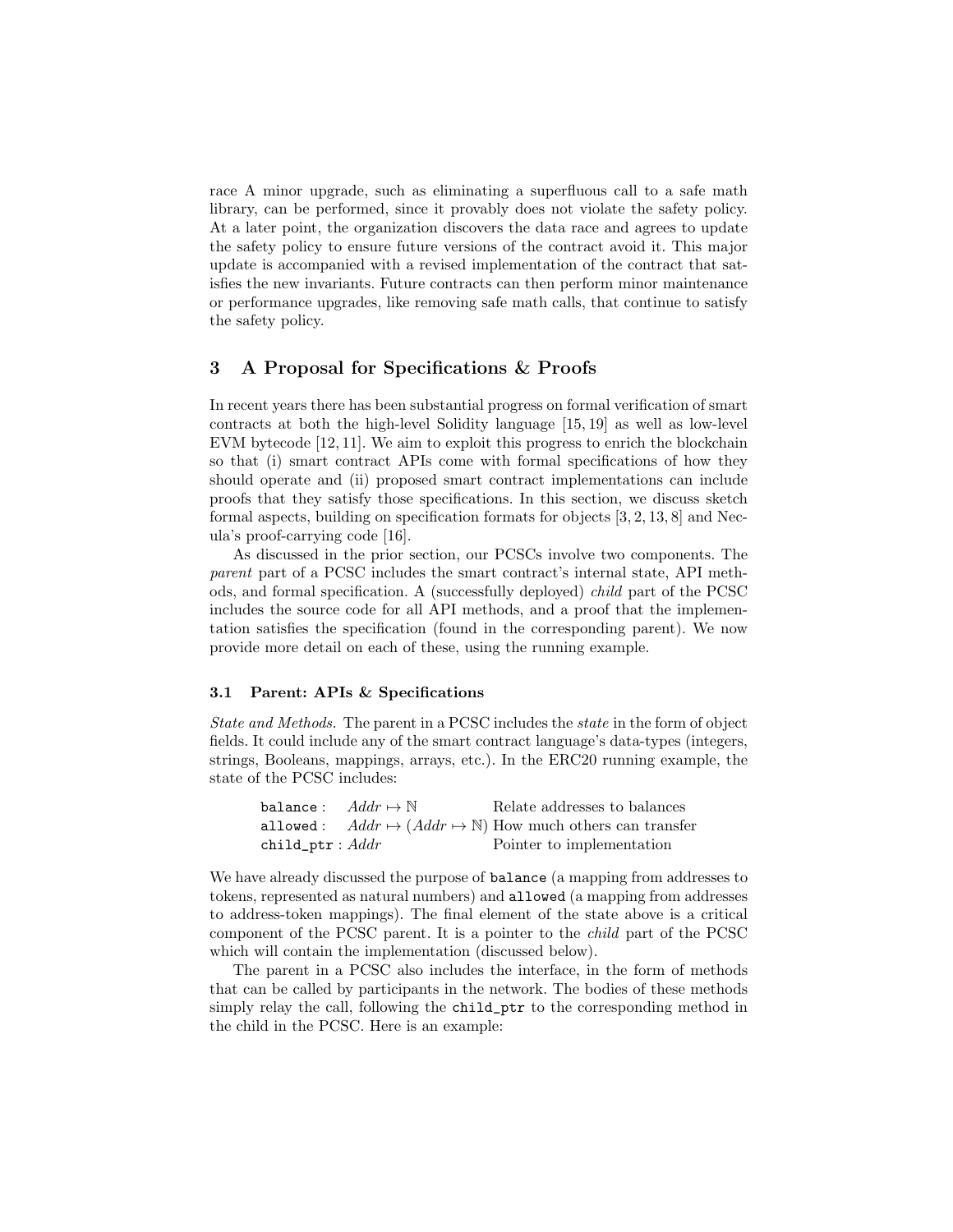race A minor upgrade, such as eliminating a superfluous call to a safe math library, can be performed, since it provably does not violate the safety policy. At a later point, the organization discovers the data race and agrees to update the safety policy to ensure future versions of the contract avoid it. This major update is accompanied with a revised implementation of the contract that satisfies the new invariants. Future contracts can then perform minor maintenance or performance upgrades, like removing safe math calls, that continue to satisfy the safety policy.

## 3 A Proposal for Specifications & Proofs

In recent years there has been substantial progress on formal verification of smart contracts at both the high-level Solidity language [15, 19] as well as low-level EVM bytecode [12, 11]. We aim to exploit this progress to enrich the blockchain so that (i) smart contract APIs come with formal specifications of how they should operate and (ii) proposed smart contract implementations can include proofs that they satisfy those specifications. In this section, we discuss sketch formal aspects, building on specification formats for objects [3, 2, 13, 8] and Necula's proof-carrying code [16].

As discussed in the prior section, our PCSCs involve two components. The *parent* part of a PCSC includes the smart contract's internal state, API methods, and formal specification. A (successfully deployed) *child* part of the PCSC includes the source code for all API methods, and a proof that the implementation satisfies the specification (found in the corresponding parent). We now provide more detail on each of these, using the running example.

### 3.1 Parent: APIs & Specifications

*State and Methods.* The parent in a PCSC includes the *state* in the form of object fields. It could include any of the smart contract language's data-types (integers, strings, Booleans, mappings, arrays, etc.). In the ERC20 running example, the state of the PCSC includes:

| | | |
|---|---|---|
| `balance` : | $Addr \mapsto \mathbb{N}$ | Relate addresses to balances |
| `allowed` : | $Addr \mapsto (Addr \mapsto \mathbb{N})$ | How much others can transfer |
| `child_ptr` : | $Addr$ | Pointer to implementation |

We have already discussed the purpose of `balance` (a mapping from addresses to tokens, represented as natural numbers) and `allowed` (a mapping from addresses to address-token mappings). The final element of the state above is a critical component of the PCSC parent. It is a pointer to the *child* part of the PCSC which will contain the implementation (discussed below).

The parent in a PCSC also includes the interface, in the form of methods that can be called by participants in the network. The bodies of these methods simply relay the call, following the `child_ptr` to the corresponding method in the child in the PCSC. Here is an example: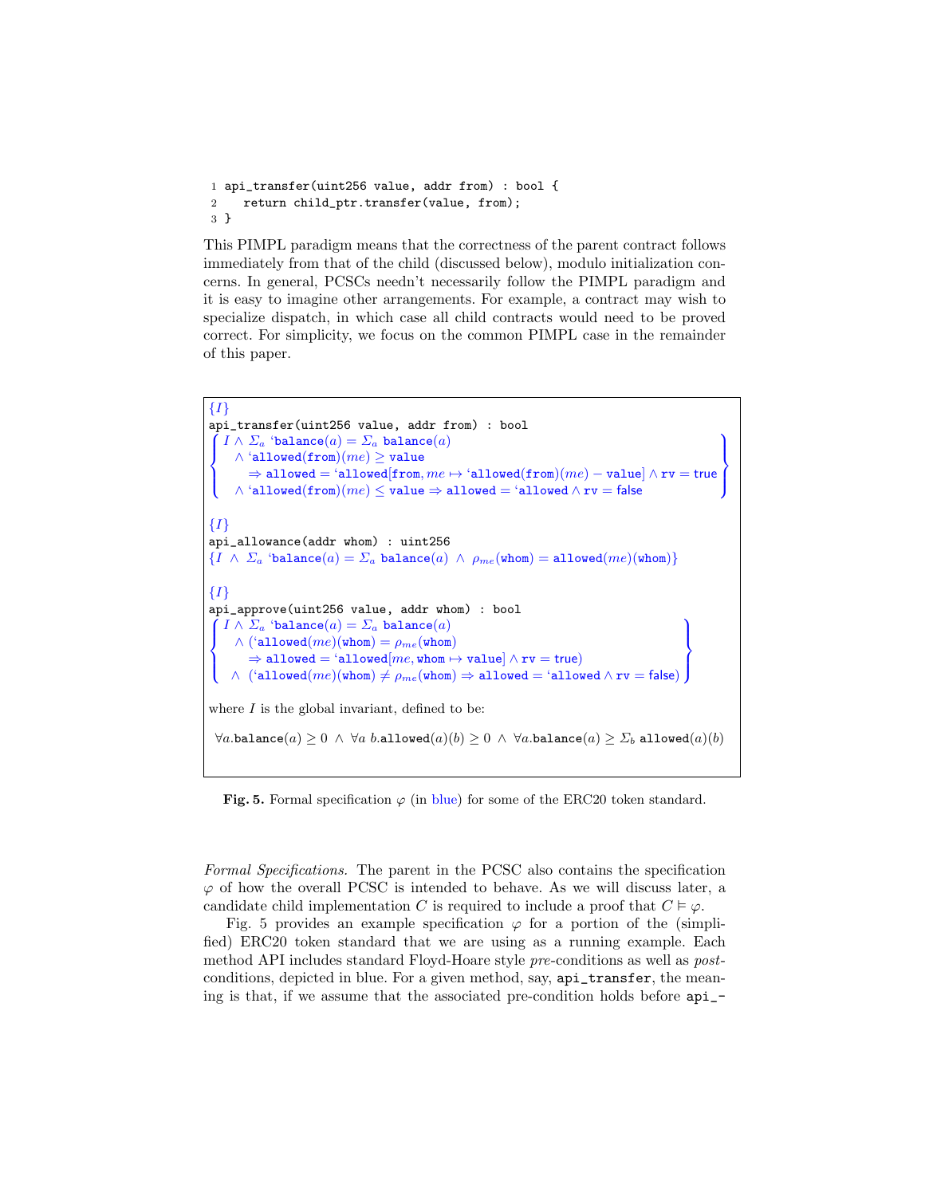```
1 api_transfer(uint256 value, addr from) : bool {
2   return child_ptr.transfer(value, from);
3 }
```

This PIMPL paradigm means that the correctness of the parent contract follows immediately from that of the child (discussed below), modulo initialization concerns. In general, PCSCs needn't necessarily follow the PIMPL paradigm and it is easy to imagine other arrangements. For example, a contract may wish to specialize dispatch, in which case all child contracts would need to be proved correct. For simplicity, we focus on the common PIMPL case in the remainder of this paper.

$\{I\}$

`api_transfer(uint256 value, addr from) : bool`

$$\left\{\begin{array}{l} I \wedge \Sigma_a \text{ `}\mathtt{balance}(a) = \Sigma_a \, \mathtt{balance}(a) \\ \quad \wedge \text{ `}\mathtt{allowed}(\mathtt{from})(me) \geq \mathtt{value} \\ \qquad \Rightarrow \mathtt{allowed} = \text{`}\mathtt{allowed}[\mathtt{from}, me \mapsto \text{`}\mathtt{allowed}(\mathtt{from})(me) - \mathtt{value}] \wedge \mathtt{rv} = \mathsf{true} \\ \quad \wedge \text{ `}\mathtt{allowed}(\mathtt{from})(me) \leq \mathtt{value} \Rightarrow \mathtt{allowed} = \text{`}\mathtt{allowed} \wedge \mathtt{rv} = \mathsf{false} \end{array}\right\}$$

$\{I\}$

`api_allowance(addr whom) : uint256`

$$\{I \wedge \Sigma_a \text{ `}\mathtt{balance}(a) = \Sigma_a \, \mathtt{balance}(a) \wedge \rho_{me}(\mathtt{whom}) = \mathtt{allowed}(me)(\mathtt{whom})\}$$

$\{I\}$

`api_approve(uint256 value, addr whom) : bool`

$$\left\{\begin{array}{l} I \wedge \Sigma_a \text{ `}\mathtt{balance}(a) = \Sigma_a \, \mathtt{balance}(a) \\ \quad \wedge (\text{`}\mathtt{allowed}(me)(\mathtt{whom}) = \rho_{me}(\mathtt{whom}) \\ \qquad \Rightarrow \mathtt{allowed} = \text{`}\mathtt{allowed}[me, \mathtt{whom} \mapsto \mathtt{value}] \wedge \mathtt{rv} = \mathsf{true}) \\ \quad \wedge \ (\text{`}\mathtt{allowed}(me)(\mathtt{whom}) \neq \rho_{me}(\mathtt{whom}) \Rightarrow \mathtt{allowed} = \text{`}\mathtt{allowed} \wedge \mathtt{rv} = \mathsf{false}) \end{array}\right\}$$

where $I$ is the global invariant, defined to be:

$$\forall a.\mathtt{balance}(a) \geq 0 \ \wedge \ \forall a \ b.\mathtt{allowed}(a)(b) \geq 0 \ \wedge \ \forall a.\mathtt{balance}(a) \geq \Sigma_b \ \mathtt{allowed}(a)(b)$$

**Fig. 5.** Formal specification $\varphi$ (in blue) for some of the ERC20 token standard.

*Formal Specifications.* The parent in the PCSC also contains the specification $\varphi$ of how the overall PCSC is intended to behave. As we will discuss later, a candidate child implementation $C$ is required to include a proof that $C \vDash \varphi$.

Fig. 5 provides an example specification $\varphi$ for a portion of the (simplified) ERC20 token standard that we are using as a running example. Each method API includes standard Floyd-Hoare style *pre*-conditions as well as *post*-conditions, depicted in blue. For a given method, say, `api_transfer`, the meaning is that, if we assume that the associated pre-condition holds before `api_-`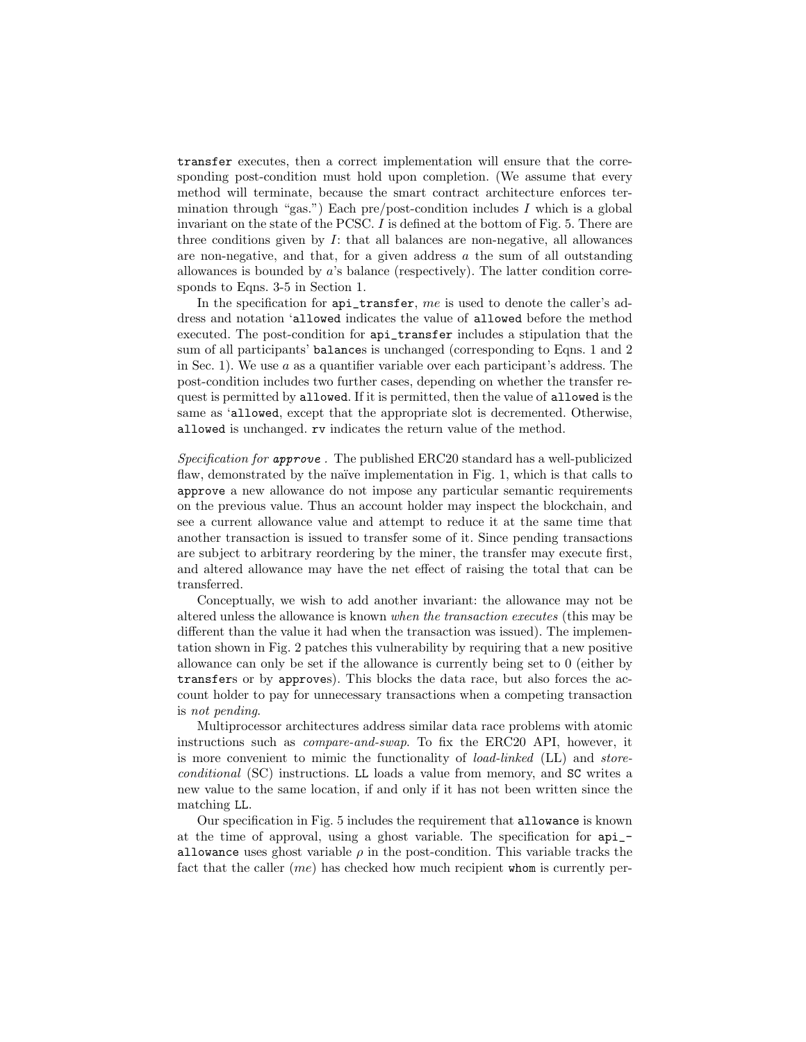`transfer` executes, then a correct implementation will ensure that the corresponding post-condition must hold upon completion. (We assume that every method will terminate, because the smart contract architecture enforces termination through "gas.") Each pre/post-condition includes $I$ which is a global invariant on the state of the PCSC. $I$ is defined at the bottom of Fig. 5. There are three conditions given by $I$: that all balances are non-negative, all allowances are non-negative, and that, for a given address $a$ the sum of all outstanding allowances is bounded by $a$'s balance (respectively). The latter condition corresponds to Eqns. 3-5 in Section 1.

In the specification for `api_transfer`, *me* is used to denote the caller's address and notation '`allowed` indicates the value of `allowed` before the method executed. The post-condition for `api_transfer` includes a stipulation that the sum of all participants' `balance`s is unchanged (corresponding to Eqns. 1 and 2 in Sec. 1). We use $a$ as a quantifier variable over each participant's address. The post-condition includes two further cases, depending on whether the transfer request is permitted by `allowed`. If it is permitted, then the value of `allowed` is the same as '`allowed`, except that the appropriate slot is decremented. Otherwise, `allowed` is unchanged. `rv` indicates the return value of the method.

*Specification for* ***`approve`*** *.* The published ERC20 standard has a well-publicized flaw, demonstrated by the naïve implementation in Fig. 1, which is that calls to `approve` a new allowance do not impose any particular semantic requirements on the previous value. Thus an account holder may inspect the blockchain, and see a current allowance value and attempt to reduce it at the same time that another transaction is issued to transfer some of it. Since pending transactions are subject to arbitrary reordering by the miner, the transfer may execute first, and altered allowance may have the net effect of raising the total that can be transferred.

Conceptually, we wish to add another invariant: the allowance may not be altered unless the allowance is known *when the transaction executes* (this may be different than the value it had when the transaction was issued). The implementation shown in Fig. 2 patches this vulnerability by requiring that a new positive allowance can only be set if the allowance is currently being set to 0 (either by `transfer`s or by `approve`s). This blocks the data race, but also forces the account holder to pay for unnecessary transactions when a competing transaction is *not pending*.

Multiprocessor architectures address similar data race problems with atomic instructions such as *compare-and-swap*. To fix the ERC20 API, however, it is more convenient to mimic the functionality of *load-linked* (LL) and *store-conditional* (SC) instructions. `LL` loads a value from memory, and `SC` writes a new value to the same location, if and only if it has not been written since the matching `LL`.

Our specification in Fig. 5 includes the requirement that `allowance` is known at the time of approval, using a ghost variable. The specification for `api_allowance` uses ghost variable $\rho$ in the post-condition. This variable tracks the fact that the caller (*me*) has checked how much recipient `whom` is currently per-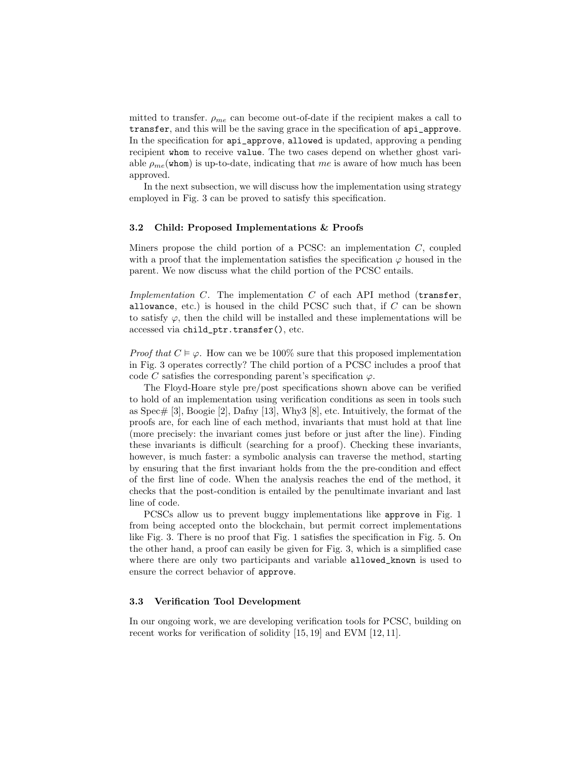mitted to transfer. $\rho_{me}$ can become out-of-date if the recipient makes a call to `transfer`, and this will be the saving grace in the specification of `api_approve`. In the specification for `api_approve`, `allowed` is updated, approving a pending recipient `whom` to receive `value`. The two cases depend on whether ghost variable $\rho_{me}$(`whom`) is up-to-date, indicating that *me* is aware of how much has been approved.

In the next subsection, we will discuss how the implementation using strategy employed in Fig. 3 can be proved to satisfy this specification.

### 3.2 Child: Proposed Implementations & Proofs

Miners propose the child portion of a PCSC: an implementation $C$, coupled with a proof that the implementation satisfies the specification $\varphi$ housed in the parent. We now discuss what the child portion of the PCSC entails.

*Implementation $C$.* The implementation $C$ of each API method (`transfer`, `allowance`, etc.) is housed in the child PCSC such that, if $C$ can be shown to satisfy $\varphi$, then the child will be installed and these implementations will be accessed via `child_ptr.transfer()`, etc.

*Proof that $C \vDash \varphi$.* How can we be 100% sure that this proposed implementation in Fig. 3 operates correctly? The child portion of a PCSC includes a proof that code $C$ satisfies the corresponding parent's specification $\varphi$.

The Floyd-Hoare style pre/post specifications shown above can be verified to hold of an implementation using verification conditions as seen in tools such as Spec# [3], Boogie [2], Dafny [13], Why3 [8], etc. Intuitively, the format of the proofs are, for each line of each method, invariants that must hold at that line (more precisely: the invariant comes just before or just after the line). Finding these invariants is difficult (searching for a proof). Checking these invariants, however, is much faster: a symbolic analysis can traverse the method, starting by ensuring that the first invariant holds from the the pre-condition and effect of the first line of code. When the analysis reaches the end of the method, it checks that the post-condition is entailed by the penultimate invariant and last line of code.

PCSCs allow us to prevent buggy implementations like `approve` in Fig. 1 from being accepted onto the blockchain, but permit correct implementations like Fig. 3. There is no proof that Fig. 1 satisfies the specification in Fig. 5. On the other hand, a proof can easily be given for Fig. 3, which is a simplified case where there are only two participants and variable `allowed_known` is used to ensure the correct behavior of `approve`.

### 3.3 Verification Tool Development

In our ongoing work, we are developing verification tools for PCSC, building on recent works for verification of solidity [15, 19] and EVM [12, 11].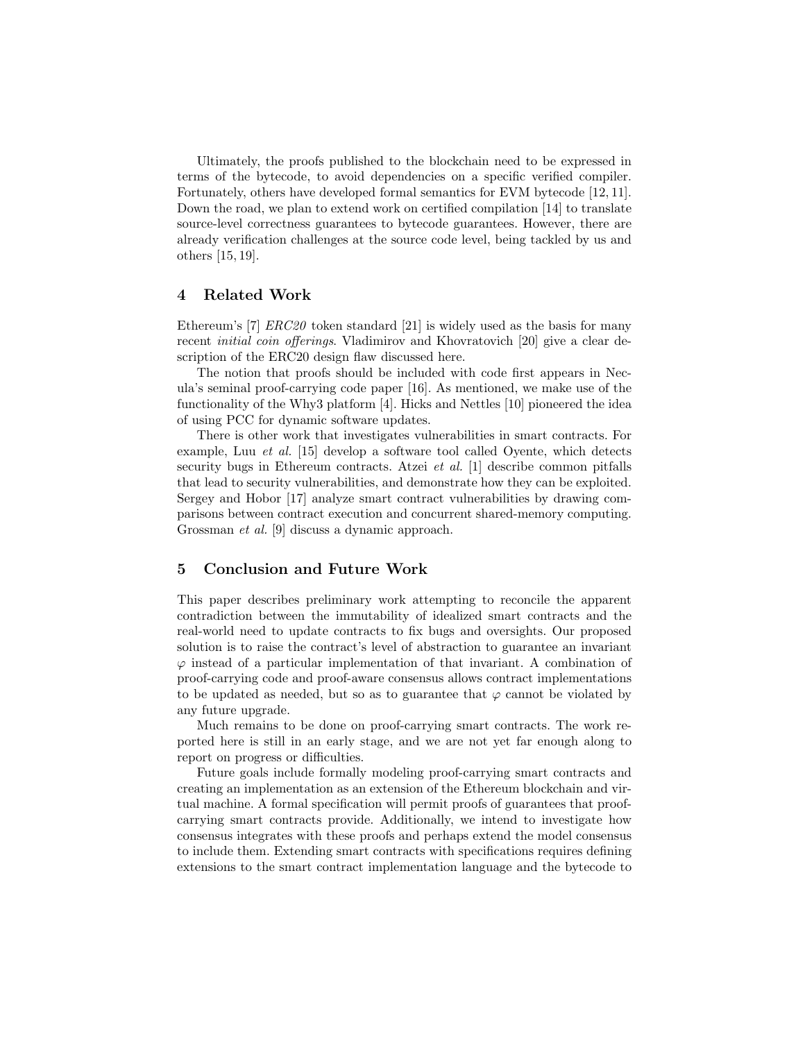Ultimately, the proofs published to the blockchain need to be expressed in terms of the bytecode, to avoid dependencies on a specific verified compiler. Fortunately, others have developed formal semantics for EVM bytecode [12, 11]. Down the road, we plan to extend work on certified compilation [14] to translate source-level correctness guarantees to bytecode guarantees. However, there are already verification challenges at the source code level, being tackled by us and others [15, 19].

## 4 Related Work

Ethereum's [7] *ERC20* token standard [21] is widely used as the basis for many recent *initial coin offerings*. Vladimirov and Khovratovich [20] give a clear description of the ERC20 design flaw discussed here.

The notion that proofs should be included with code first appears in Necula's seminal proof-carrying code paper [16]. As mentioned, we make use of the functionality of the Why3 platform [4]. Hicks and Nettles [10] pioneered the idea of using PCC for dynamic software updates.

There is other work that investigates vulnerabilities in smart contracts. For example, Luu *et al.* [15] develop a software tool called Oyente, which detects security bugs in Ethereum contracts. Atzei *et al.* [1] describe common pitfalls that lead to security vulnerabilities, and demonstrate how they can be exploited. Sergey and Hobor [17] analyze smart contract vulnerabilities by drawing comparisons between contract execution and concurrent shared-memory computing. Grossman *et al.* [9] discuss a dynamic approach.

## 5 Conclusion and Future Work

This paper describes preliminary work attempting to reconcile the apparent contradiction between the immutability of idealized smart contracts and the real-world need to update contracts to fix bugs and oversights. Our proposed solution is to raise the contract's level of abstraction to guarantee an invariant $\varphi$ instead of a particular implementation of that invariant. A combination of proof-carrying code and proof-aware consensus allows contract implementations to be updated as needed, but so as to guarantee that $\varphi$ cannot be violated by any future upgrade.

Much remains to be done on proof-carrying smart contracts. The work reported here is still in an early stage, and we are not yet far enough along to report on progress or difficulties.

Future goals include formally modeling proof-carrying smart contracts and creating an implementation as an extension of the Ethereum blockchain and virtual machine. A formal specification will permit proofs of guarantees that proof-carrying smart contracts provide. Additionally, we intend to investigate how consensus integrates with these proofs and perhaps extend the model consensus to include them. Extending smart contracts with specifications requires defining extensions to the smart contract implementation language and the bytecode to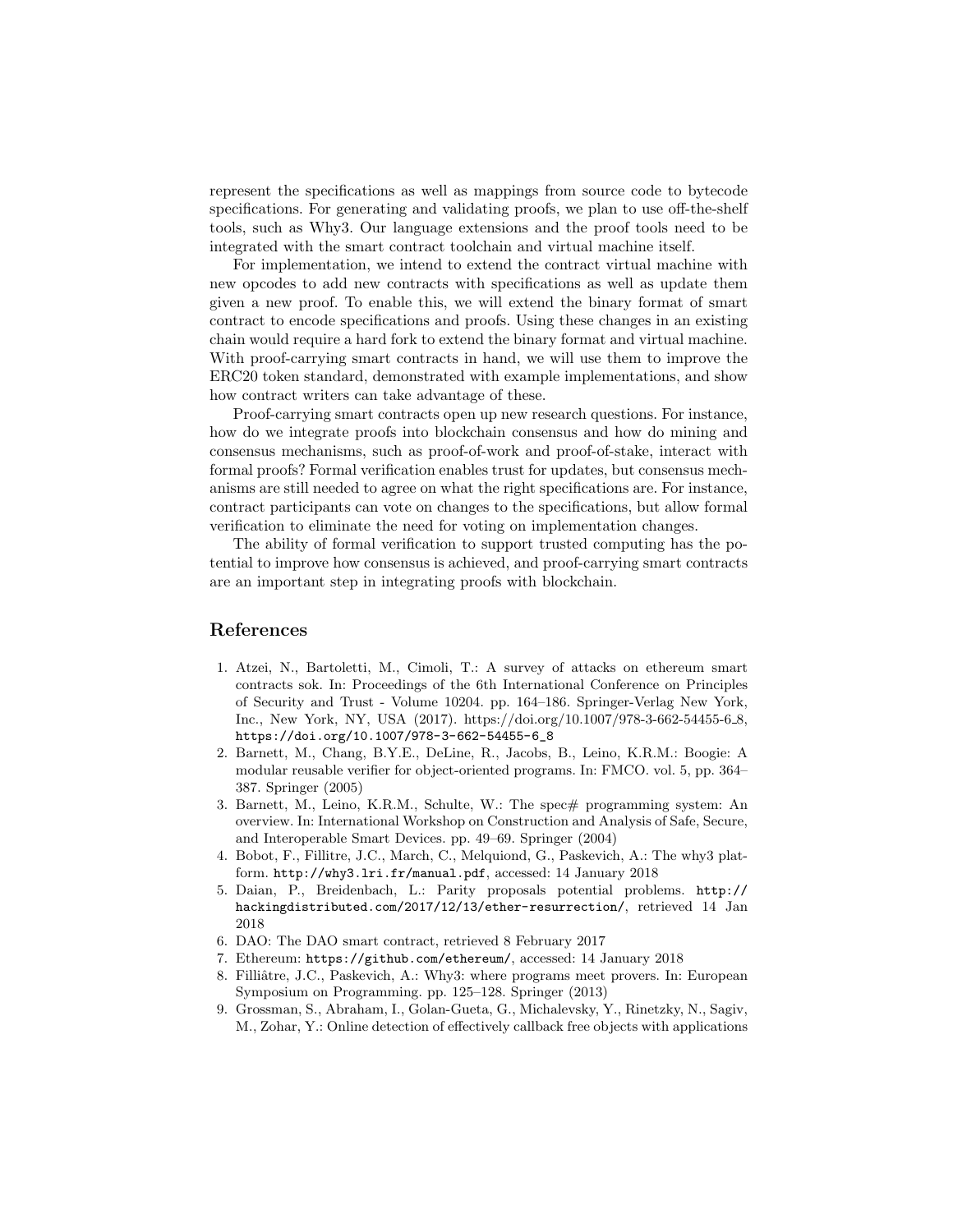represent the specifications as well as mappings from source code to bytecode specifications. For generating and validating proofs, we plan to use off-the-shelf tools, such as Why3. Our language extensions and the proof tools need to be integrated with the smart contract toolchain and virtual machine itself.

For implementation, we intend to extend the contract virtual machine with new opcodes to add new contracts with specifications as well as update them given a new proof. To enable this, we will extend the binary format of smart contract to encode specifications and proofs. Using these changes in an existing chain would require a hard fork to extend the binary format and virtual machine. With proof-carrying smart contracts in hand, we will use them to improve the ERC20 token standard, demonstrated with example implementations, and show how contract writers can take advantage of these.

Proof-carrying smart contracts open up new research questions. For instance, how do we integrate proofs into blockchain consensus and how do mining and consensus mechanisms, such as proof-of-work and proof-of-stake, interact with formal proofs? Formal verification enables trust for updates, but consensus mechanisms are still needed to agree on what the right specifications are. For instance, contract participants can vote on changes to the specifications, but allow formal verification to eliminate the need for voting on implementation changes.

The ability of formal verification to support trusted computing has the potential to improve how consensus is achieved, and proof-carrying smart contracts are an important step in integrating proofs with blockchain.

## References

1. Atzei, N., Bartoletti, M., Cimoli, T.: A survey of attacks on ethereum smart contracts sok. In: Proceedings of the 6th International Conference on Principles of Security and Trust - Volume 10204. pp. 164–186. Springer-Verlag New York, Inc., New York, NY, USA (2017). https://doi.org/10.1007/978-3-662-54455-6_8, `https://doi.org/10.1007/978-3-662-54455-6_8`
2. Barnett, M., Chang, B.Y.E., DeLine, R., Jacobs, B., Leino, K.R.M.: Boogie: A modular reusable verifier for object-oriented programs. In: FMCO. vol. 5, pp. 364–387. Springer (2005)
3. Barnett, M., Leino, K.R.M., Schulte, W.: The spec# programming system: An overview. In: International Workshop on Construction and Analysis of Safe, Secure, and Interoperable Smart Devices. pp. 49–69. Springer (2004)
4. Bobot, F., Fillitre, J.C., March, C., Melquiond, G., Paskevich, A.: The why3 platform. `http://why3.lri.fr/manual.pdf`, accessed: 14 January 2018
5. Daian, P., Breidenbach, L.: Parity proposals potential problems. `http://hackingdistributed.com/2017/12/13/ether-resurrection/`, retrieved 14 Jan 2018
6. DAO: The DAO smart contract, retrieved 8 February 2017
7. Ethereum: `https://github.com/ethereum/`, accessed: 14 January 2018
8. Filliâtre, J.C., Paskevich, A.: Why3: where programs meet provers. In: European Symposium on Programming. pp. 125–128. Springer (2013)
9. Grossman, S., Abraham, I., Golan-Gueta, G., Michalevsky, Y., Rinetzky, N., Sagiv, M., Zohar, Y.: Online detection of effectively callback free objects with applications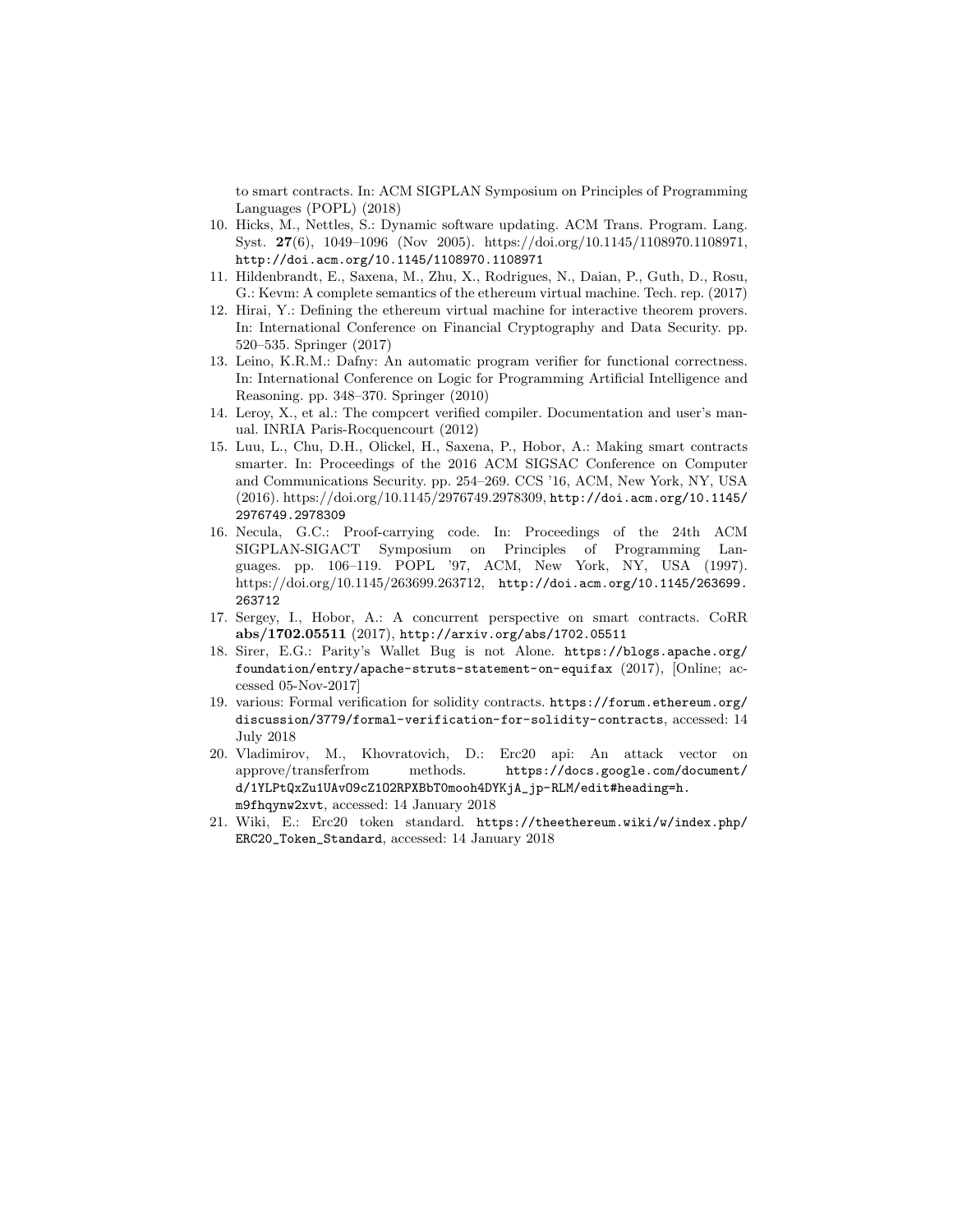to smart contracts. In: ACM SIGPLAN Symposium on Principles of Programming Languages (POPL) (2018)

10. Hicks, M., Nettles, S.: Dynamic software updating. ACM Trans. Program. Lang. Syst. **27**(6), 1049–1096 (Nov 2005). https://doi.org/10.1145/1108970.1108971, http://doi.acm.org/10.1145/1108970.1108971
11. Hildenbrandt, E., Saxena, M., Zhu, X., Rodrigues, N., Daian, P., Guth, D., Rosu, G.: Kevm: A complete semantics of the ethereum virtual machine. Tech. rep. (2017)
12. Hirai, Y.: Defining the ethereum virtual machine for interactive theorem provers. In: International Conference on Financial Cryptography and Data Security. pp. 520–535. Springer (2017)
13. Leino, K.R.M.: Dafny: An automatic program verifier for functional correctness. In: International Conference on Logic for Programming Artificial Intelligence and Reasoning. pp. 348–370. Springer (2010)
14. Leroy, X., et al.: The compcert verified compiler. Documentation and user's manual. INRIA Paris-Rocquencourt (2012)
15. Luu, L., Chu, D.H., Olickel, H., Saxena, P., Hobor, A.: Making smart contracts smarter. In: Proceedings of the 2016 ACM SIGSAC Conference on Computer and Communications Security. pp. 254–269. CCS '16, ACM, New York, NY, USA (2016). https://doi.org/10.1145/2976749.2978309, http://doi.acm.org/10.1145/2976749.2978309
16. Necula, G.C.: Proof-carrying code. In: Proceedings of the 24th ACM SIGPLAN-SIGACT Symposium on Principles of Programming Languages. pp. 106–119. POPL '97, ACM, New York, NY, USA (1997). https://doi.org/10.1145/263699.263712, http://doi.acm.org/10.1145/263699.263712
17. Sergey, I., Hobor, A.: A concurrent perspective on smart contracts. CoRR **abs/1702.05511** (2017), http://arxiv.org/abs/1702.05511
18. Sirer, E.G.: Parity's Wallet Bug is not Alone. https://blogs.apache.org/foundation/entry/apache-struts-statement-on-equifax (2017), [Online; accessed 05-Nov-2017]
19. various: Formal verification for solidity contracts. https://forum.ethereum.org/discussion/3779/formal-verification-for-solidity-contracts, accessed: 14 July 2018
20. Vladimirov, M., Khovratovich, D.: Erc20 api: An attack vector on approve/transferfrom methods. https://docs.google.com/document/d/1YLPtQxZu1UAvO9cZ1O2RPXBbT0mooh4DYKjA_jp-RLM/edit#heading=h.m9fhqynw2xvt, accessed: 14 January 2018
21. Wiki, E.: Erc20 token standard. https://theethereum.wiki/w/index.php/ERC20_Token_Standard, accessed: 14 January 2018